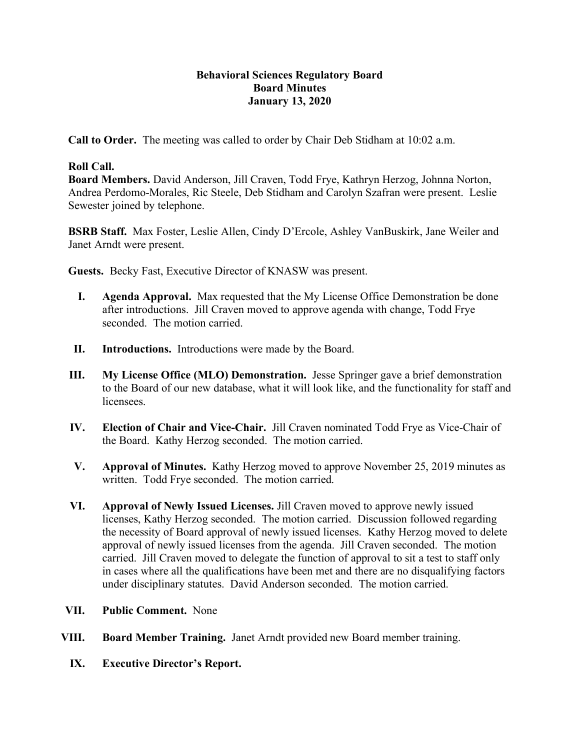# Behavioral Sciences Regulatory Board
## Board Minutes
## January 13, 2020

**Call to Order.** The meeting was called to order by Chair Deb Stidham at 10:02 a.m.

**Roll Call.**
**Board Members.** David Anderson, Jill Craven, Todd Frye, Kathryn Herzog, Johnna Norton, Andrea Perdomo-Morales, Ric Steele, Deb Stidham and Carolyn Szafran were present. Leslie Sewester joined by telephone.

**BSRB Staff.** Max Foster, Leslie Allen, Cindy D'Ercole, Ashley VanBuskirk, Jane Weiler and Janet Arndt were present.

**Guests.** Becky Fast, Executive Director of KNASW was present.

I. **Agenda Approval.** Max requested that the My License Office Demonstration be done after introductions. Jill Craven moved to approve agenda with change, Todd Frye seconded. The motion carried.

II. **Introductions.** Introductions were made by the Board.

III. **My License Office (MLO) Demonstration.** Jesse Springer gave a brief demonstration to the Board of our new database, what it will look like, and the functionality for staff and licensees.

IV. **Election of Chair and Vice-Chair.** Jill Craven nominated Todd Frye as Vice-Chair of the Board. Kathy Herzog seconded. The motion carried.

V. **Approval of Minutes.** Kathy Herzog moved to approve November 25, 2019 minutes as written. Todd Frye seconded. The motion carried.

VI. **Approval of Newly Issued Licenses.** Jill Craven moved to approve newly issued licenses, Kathy Herzog seconded. The motion carried. Discussion followed regarding the necessity of Board approval of newly issued licenses. Kathy Herzog moved to delete approval of newly issued licenses from the agenda. Jill Craven seconded. The motion carried. Jill Craven moved to delegate the function of approval to sit a test to staff only in cases where all the qualifications have been met and there are no disqualifying factors under disciplinary statutes. David Anderson seconded. The motion carried.

VII. **Public Comment.** None

VIII. **Board Member Training.** Janet Arndt provided new Board member training.

IX. **Executive Director's Report.**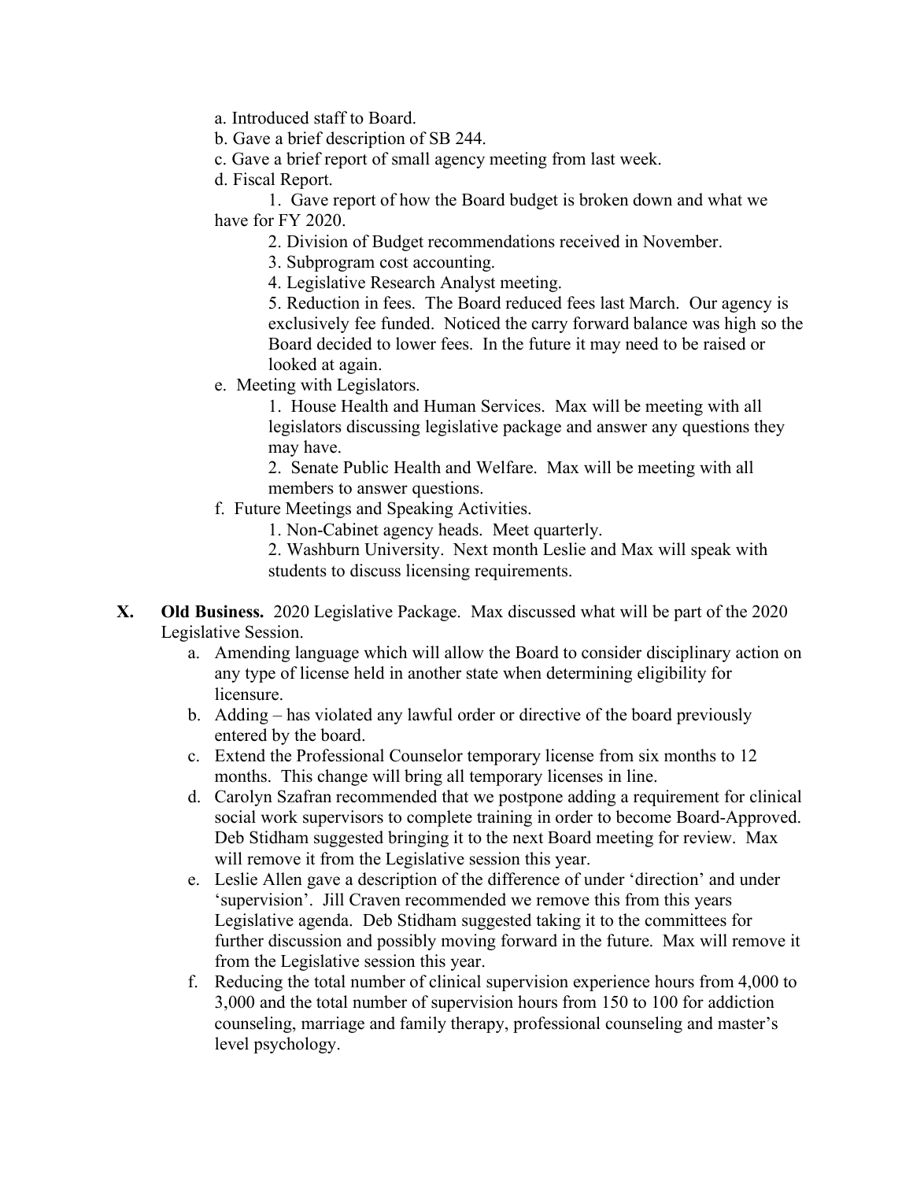a. Introduced staff to Board.

b. Gave a brief description of SB 244.

c. Gave a brief report of small agency meeting from last week.

d. Fiscal Report.

1. Gave report of how the Board budget is broken down and what we have for FY 2020.
2. Division of Budget recommendations received in November.
3. Subprogram cost accounting.
4. Legislative Research Analyst meeting.
5. Reduction in fees. The Board reduced fees last March. Our agency is exclusively fee funded. Noticed the carry forward balance was high so the Board decided to lower fees. In the future it may need to be raised or looked at again.

e. Meeting with Legislators.

1. House Health and Human Services. Max will be meeting with all legislators discussing legislative package and answer any questions they may have.
2. Senate Public Health and Welfare. Max will be meeting with all members to answer questions.

f. Future Meetings and Speaking Activities.

1. Non-Cabinet agency heads. Meet quarterly.
2. Washburn University. Next month Leslie and Max will speak with students to discuss licensing requirements.

**X. Old Business.** 2020 Legislative Package. Max discussed what will be part of the 2020 Legislative Session.

a. Amending language which will allow the Board to consider disciplinary action on any type of license held in another state when determining eligibility for licensure.

b. Adding – has violated any lawful order or directive of the board previously entered by the board.

c. Extend the Professional Counselor temporary license from six months to 12 months. This change will bring all temporary licenses in line.

d. Carolyn Szafran recommended that we postpone adding a requirement for clinical social work supervisors to complete training in order to become Board-Approved. Deb Stidham suggested bringing it to the next Board meeting for review. Max will remove it from the Legislative session this year.

e. Leslie Allen gave a description of the difference of under 'direction' and under 'supervision'. Jill Craven recommended we remove this from this years Legislative agenda. Deb Stidham suggested taking it to the committees for further discussion and possibly moving forward in the future. Max will remove it from the Legislative session this year.

f. Reducing the total number of clinical supervision experience hours from 4,000 to 3,000 and the total number of supervision hours from 150 to 100 for addiction counseling, marriage and family therapy, professional counseling and master's level psychology.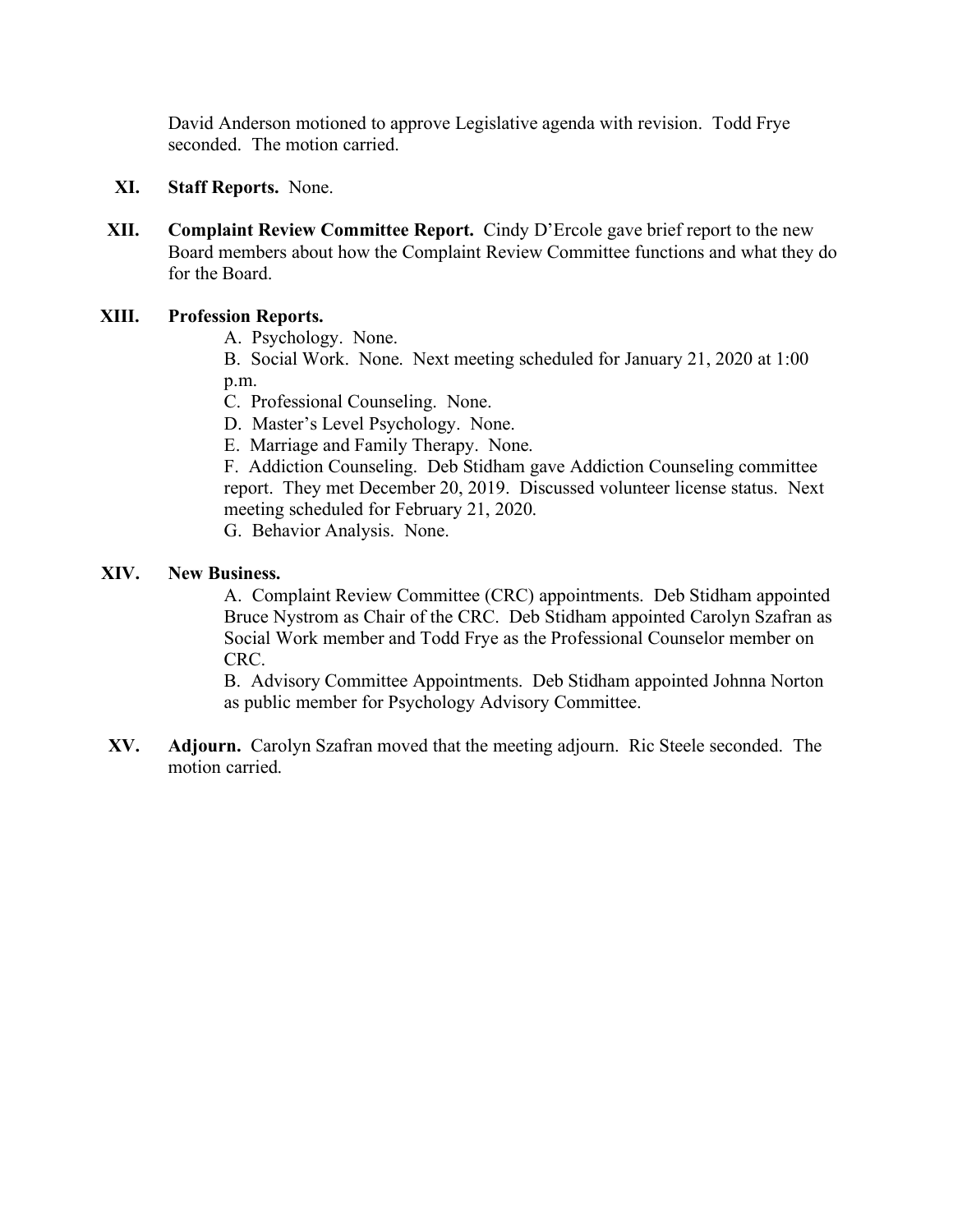David Anderson motioned to approve Legislative agenda with revision. Todd Frye seconded. The motion carried.

XI. **Staff Reports.** None.

XII. **Complaint Review Committee Report.** Cindy D'Ercole gave brief report to the new Board members about how the Complaint Review Committee functions and what they do for the Board.

XIII. **Profession Reports.**

A. Psychology. None.

B. Social Work. None. Next meeting scheduled for January 21, 2020 at 1:00 p.m.

C. Professional Counseling. None.

D. Master's Level Psychology. None.

E. Marriage and Family Therapy. None.

F. Addiction Counseling. Deb Stidham gave Addiction Counseling committee report. They met December 20, 2019. Discussed volunteer license status. Next meeting scheduled for February 21, 2020.

G. Behavior Analysis. None.

XIV. **New Business.**

A. Complaint Review Committee (CRC) appointments. Deb Stidham appointed Bruce Nystrom as Chair of the CRC. Deb Stidham appointed Carolyn Szafran as Social Work member and Todd Frye as the Professional Counselor member on CRC.

B. Advisory Committee Appointments. Deb Stidham appointed Johnna Norton as public member for Psychology Advisory Committee.

XV. **Adjourn.** Carolyn Szafran moved that the meeting adjourn. Ric Steele seconded. The motion carried.